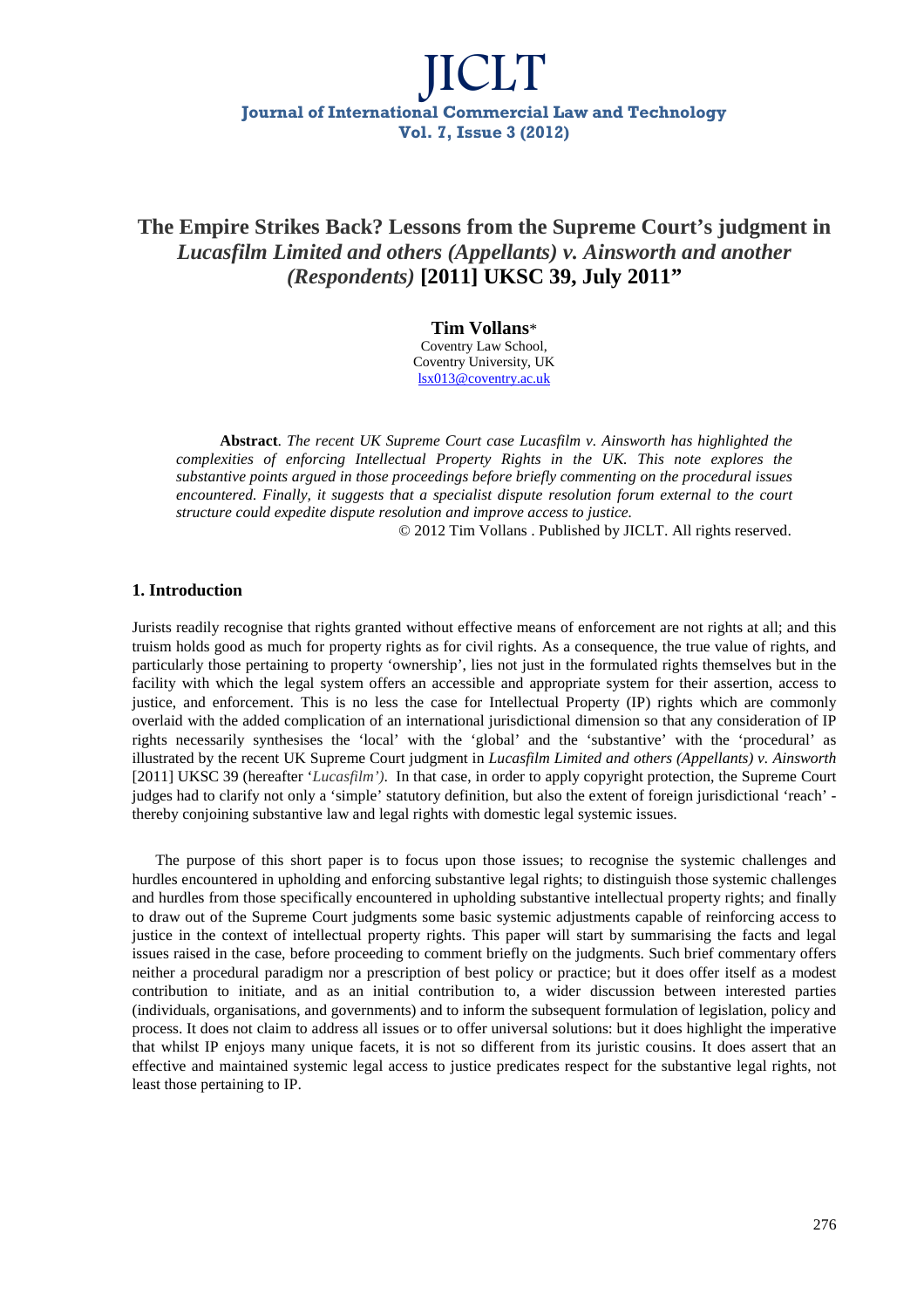# The Empire Strikes Back? Lessons from the Supreme Court's judgment in *Lucasfilm Limited and others (Appellants) v. Ainsworth and another (Respondents)* [2011] UKSC 39, July 2011"

**Tim Vollans***

Coventry Law School,
Coventry University, UK
lsx013@coventry.ac.uk

**Abstract**. *The recent UK Supreme Court case Lucasfilm v. Ainsworth has highlighted the complexities of enforcing Intellectual Property Rights in the UK. This note explores the substantive points argued in those proceedings before briefly commenting on the procedural issues encountered. Finally, it suggests that a specialist dispute resolution forum external to the court structure could expedite dispute resolution and improve access to justice.*

© 2012 Tim Vollans . Published by JICLT. All rights reserved.

## 1. Introduction

Jurists readily recognise that rights granted without effective means of enforcement are not rights at all; and this truism holds good as much for property rights as for civil rights. As a consequence, the true value of rights, and particularly those pertaining to property 'ownership', lies not just in the formulated rights themselves but in the facility with which the legal system offers an accessible and appropriate system for their assertion, access to justice, and enforcement. This is no less the case for Intellectual Property (IP) rights which are commonly overlaid with the added complication of an international jurisdictional dimension so that any consideration of IP rights necessarily synthesises the 'local' with the 'global' and the 'substantive' with the 'procedural' as illustrated by the recent UK Supreme Court judgment in *Lucasfilm Limited and others (Appellants) v. Ainsworth* [2011] UKSC 39 (hereafter '*Lucasfilm*'). In that case, in order to apply copyright protection, the Supreme Court judges had to clarify not only a 'simple' statutory definition, but also the extent of foreign jurisdictional 'reach' - thereby conjoining substantive law and legal rights with domestic legal systemic issues.

The purpose of this short paper is to focus upon those issues; to recognise the systemic challenges and hurdles encountered in upholding and enforcing substantive legal rights; to distinguish those systemic challenges and hurdles from those specifically encountered in upholding substantive intellectual property rights; and finally to draw out of the Supreme Court judgments some basic systemic adjustments capable of reinforcing access to justice in the context of intellectual property rights. This paper will start by summarising the facts and legal issues raised in the case, before proceeding to comment briefly on the judgments. Such brief commentary offers neither a procedural paradigm nor a prescription of best policy or practice; but it does offer itself as a modest contribution to initiate, and as an initial contribution to, a wider discussion between interested parties (individuals, organisations, and governments) and to inform the subsequent formulation of legislation, policy and process. It does not claim to address all issues or to offer universal solutions: but it does highlight the imperative that whilst IP enjoys many unique facets, it is not so different from its juristic cousins. It does assert that an effective and maintained systemic legal access to justice predicates respect for the substantive legal rights, not least those pertaining to IP.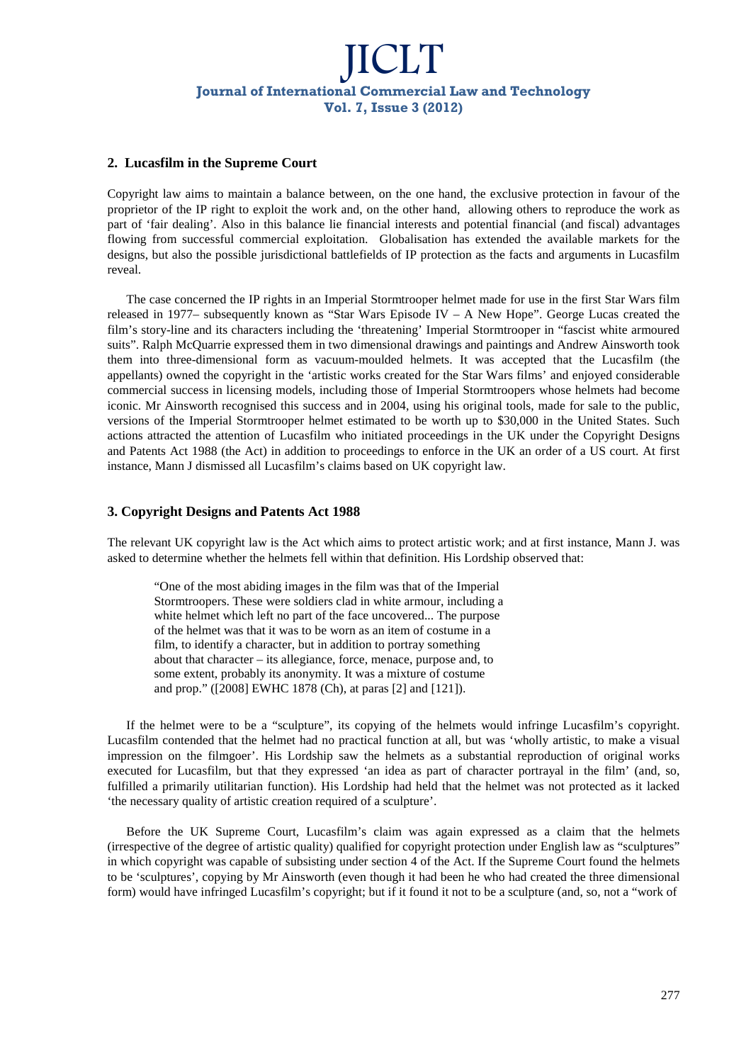## 2. Lucasfilm in the Supreme Court

Copyright law aims to maintain a balance between, on the one hand, the exclusive protection in favour of the proprietor of the IP right to exploit the work and, on the other hand, allowing others to reproduce the work as part of 'fair dealing'. Also in this balance lie financial interests and potential financial (and fiscal) advantages flowing from successful commercial exploitation. Globalisation has extended the available markets for the designs, but also the possible jurisdictional battlefields of IP protection as the facts and arguments in Lucasfilm reveal.

The case concerned the IP rights in an Imperial Stormtrooper helmet made for use in the first Star Wars film released in 1977– subsequently known as "Star Wars Episode IV – A New Hope". George Lucas created the film's story-line and its characters including the 'threatening' Imperial Stormtrooper in "fascist white armoured suits". Ralph McQuarrie expressed them in two dimensional drawings and paintings and Andrew Ainsworth took them into three-dimensional form as vacuum-moulded helmets. It was accepted that the Lucasfilm (the appellants) owned the copyright in the 'artistic works created for the Star Wars films' and enjoyed considerable commercial success in licensing models, including those of Imperial Stormtroopers whose helmets had become iconic. Mr Ainsworth recognised this success and in 2004, using his original tools, made for sale to the public, versions of the Imperial Stormtrooper helmet estimated to be worth up to \$30,000 in the United States. Such actions attracted the attention of Lucasfilm who initiated proceedings in the UK under the Copyright Designs and Patents Act 1988 (the Act) in addition to proceedings to enforce in the UK an order of a US court. At first instance, Mann J dismissed all Lucasfilm's claims based on UK copyright law.

## 3. Copyright Designs and Patents Act 1988

The relevant UK copyright law is the Act which aims to protect artistic work; and at first instance, Mann J. was asked to determine whether the helmets fell within that definition. His Lordship observed that:

> "One of the most abiding images in the film was that of the Imperial Stormtroopers. These were soldiers clad in white armour, including a white helmet which left no part of the face uncovered... The purpose of the helmet was that it was to be worn as an item of costume in a film, to identify a character, but in addition to portray something about that character – its allegiance, force, menace, purpose and, to some extent, probably its anonymity. It was a mixture of costume and prop." ([2008] EWHC 1878 (Ch), at paras [2] and [121]).

If the helmet were to be a "sculpture", its copying of the helmets would infringe Lucasfilm's copyright. Lucasfilm contended that the helmet had no practical function at all, but was 'wholly artistic, to make a visual impression on the filmgoer'. His Lordship saw the helmets as a substantial reproduction of original works executed for Lucasfilm, but that they expressed 'an idea as part of character portrayal in the film' (and, so, fulfilled a primarily utilitarian function). His Lordship had held that the helmet was not protected as it lacked 'the necessary quality of artistic creation required of a sculpture'.

Before the UK Supreme Court, Lucasfilm's claim was again expressed as a claim that the helmets (irrespective of the degree of artistic quality) qualified for copyright protection under English law as "sculptures" in which copyright was capable of subsisting under section 4 of the Act. If the Supreme Court found the helmets to be 'sculptures', copying by Mr Ainsworth (even though it had been he who had created the three dimensional form) would have infringed Lucasfilm's copyright; but if it found it not to be a sculpture (and, so, not a "work of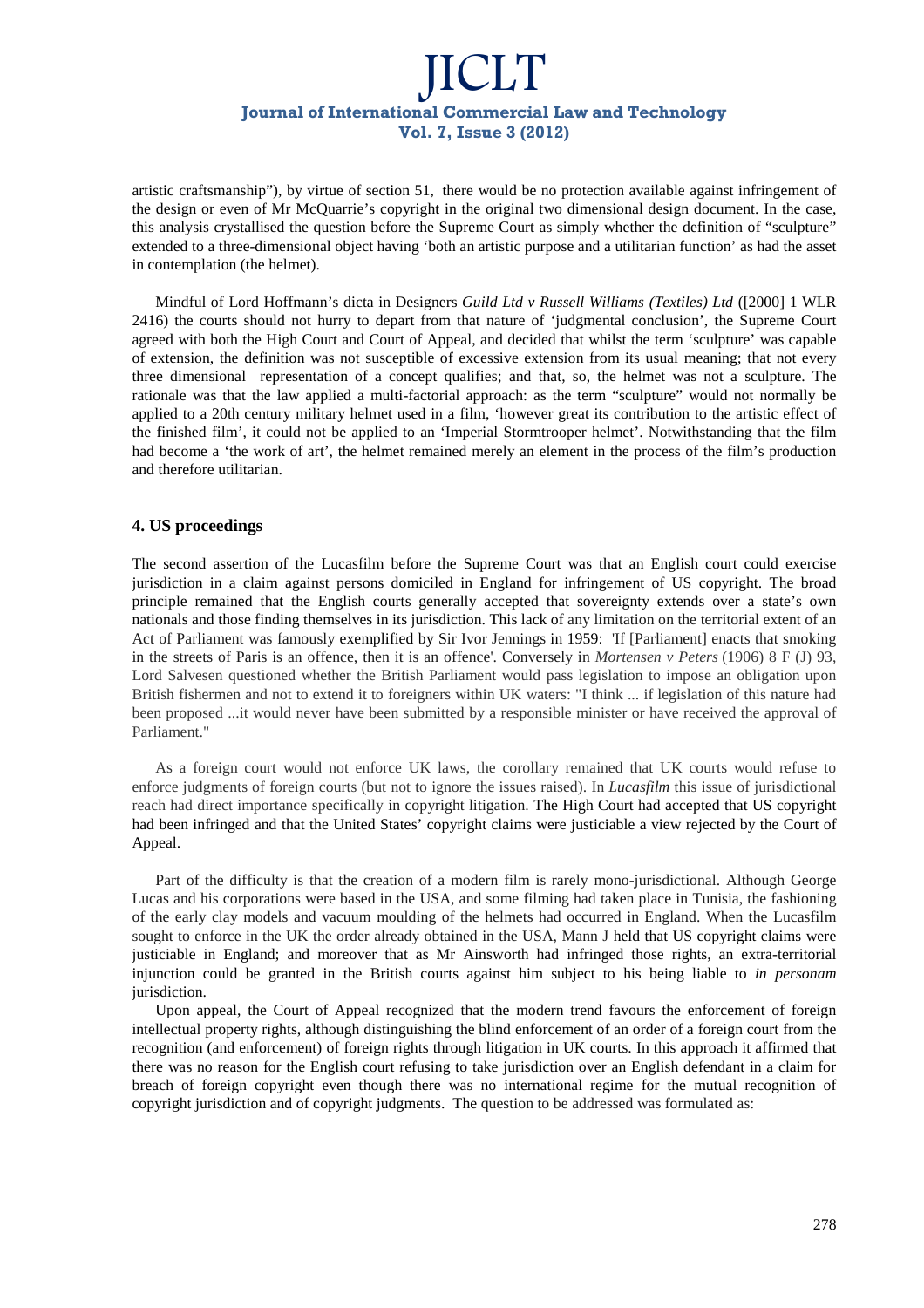artistic craftsmanship"), by virtue of section 51, there would be no protection available against infringement of the design or even of Mr McQuarrie's copyright in the original two dimensional design document. In the case, this analysis crystallised the question before the Supreme Court as simply whether the definition of "sculpture" extended to a three-dimensional object having 'both an artistic purpose and a utilitarian function' as had the asset in contemplation (the helmet).

Mindful of Lord Hoffmann's dicta in Designers *Guild Ltd v Russell Williams (Textiles) Ltd* ([2000] 1 WLR 2416) the courts should not hurry to depart from that nature of 'judgmental conclusion', the Supreme Court agreed with both the High Court and Court of Appeal, and decided that whilst the term 'sculpture' was capable of extension, the definition was not susceptible of excessive extension from its usual meaning; that not every three dimensional representation of a concept qualifies; and that, so, the helmet was not a sculpture. The rationale was that the law applied a multi-factorial approach: as the term "sculpture" would not normally be applied to a 20th century military helmet used in a film, 'however great its contribution to the artistic effect of the finished film', it could not be applied to an 'Imperial Stormtrooper helmet'. Notwithstanding that the film had become a 'the work of art', the helmet remained merely an element in the process of the film's production and therefore utilitarian.

## 4. US proceedings

The second assertion of the Lucasfilm before the Supreme Court was that an English court could exercise jurisdiction in a claim against persons domiciled in England for infringement of US copyright. The broad principle remained that the English courts generally accepted that sovereignty extends over a state's own nationals and those finding themselves in its jurisdiction. This lack of any limitation on the territorial extent of an Act of Parliament was famously exemplified by Sir Ivor Jennings in 1959: 'If [Parliament] enacts that smoking in the streets of Paris is an offence, then it is an offence'. Conversely in *Mortensen v Peters* (1906) 8 F (J) 93, Lord Salvesen questioned whether the British Parliament would pass legislation to impose an obligation upon British fishermen and not to extend it to foreigners within UK waters: "I think ... if legislation of this nature had been proposed ...it would never have been submitted by a responsible minister or have received the approval of Parliament."

As a foreign court would not enforce UK laws, the corollary remained that UK courts would refuse to enforce judgments of foreign courts (but not to ignore the issues raised). In *Lucasfilm* this issue of jurisdictional reach had direct importance specifically in copyright litigation. The High Court had accepted that US copyright had been infringed and that the United States' copyright claims were justiciable a view rejected by the Court of Appeal.

Part of the difficulty is that the creation of a modern film is rarely mono-jurisdictional. Although George Lucas and his corporations were based in the USA, and some filming had taken place in Tunisia, the fashioning of the early clay models and vacuum moulding of the helmets had occurred in England. When the Lucasfilm sought to enforce in the UK the order already obtained in the USA, Mann J held that US copyright claims were justiciable in England; and moreover that as Mr Ainsworth had infringed those rights, an extra-territorial injunction could be granted in the British courts against him subject to his being liable to *in personam* jurisdiction.

Upon appeal, the Court of Appeal recognized that the modern trend favours the enforcement of foreign intellectual property rights, although distinguishing the blind enforcement of an order of a foreign court from the recognition (and enforcement) of foreign rights through litigation in UK courts. In this approach it affirmed that there was no reason for the English court refusing to take jurisdiction over an English defendant in a claim for breach of foreign copyright even though there was no international regime for the mutual recognition of copyright jurisdiction and of copyright judgments. The question to be addressed was formulated as: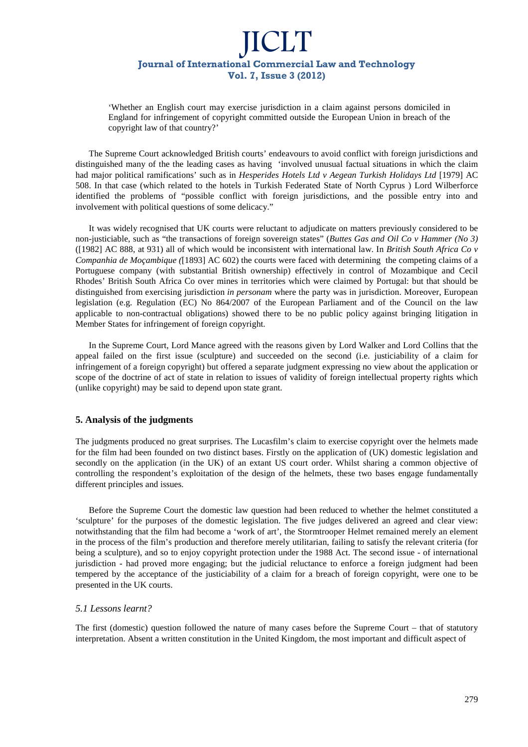> 'Whether an English court may exercise jurisdiction in a claim against persons domiciled in England for infringement of copyright committed outside the European Union in breach of the copyright law of that country?'

The Supreme Court acknowledged British courts' endeavours to avoid conflict with foreign jurisdictions and distinguished many of the the leading cases as having 'involved unusual factual situations in which the claim had major political ramifications' such as in *Hesperides Hotels Ltd v Aegean Turkish Holidays Ltd* [1979] AC 508. In that case (which related to the hotels in Turkish Federated State of North Cyprus ) Lord Wilberforce identified the problems of "possible conflict with foreign jurisdictions, and the possible entry into and involvement with political questions of some delicacy."

It was widely recognised that UK courts were reluctant to adjudicate on matters previously considered to be non-justiciable, such as "the transactions of foreign sovereign states" (*Buttes Gas and Oil Co v Hammer (No 3)* ([1982] AC 888, at 931) all of which would be inconsistent with international law. In *British South Africa Co v Companhia de Moçambique (*[1893] AC 602) the courts were faced with determining the competing claims of a Portuguese company (with substantial British ownership) effectively in control of Mozambique and Cecil Rhodes' British South Africa Co over mines in territories which were claimed by Portugal: but that should be distinguished from exercising jurisdiction *in personam* where the party was in jurisdiction. Moreover, European legislation (e.g. Regulation (EC) No 864/2007 of the European Parliament and of the Council on the law applicable to non-contractual obligations) showed there to be no public policy against bringing litigation in Member States for infringement of foreign copyright.

In the Supreme Court, Lord Mance agreed with the reasons given by Lord Walker and Lord Collins that the appeal failed on the first issue (sculpture) and succeeded on the second (i.e. justiciability of a claim for infringement of a foreign copyright) but offered a separate judgment expressing no view about the application or scope of the doctrine of act of state in relation to issues of validity of foreign intellectual property rights which (unlike copyright) may be said to depend upon state grant.

## 5. Analysis of the judgments

The judgments produced no great surprises. The Lucasfilm's claim to exercise copyright over the helmets made for the film had been founded on two distinct bases. Firstly on the application of (UK) domestic legislation and secondly on the application (in the UK) of an extant US court order. Whilst sharing a common objective of controlling the respondent's exploitation of the design of the helmets, these two bases engage fundamentally different principles and issues.

Before the Supreme Court the domestic law question had been reduced to whether the helmet constituted a 'sculpture' for the purposes of the domestic legislation. The five judges delivered an agreed and clear view: notwithstanding that the film had become a 'work of art', the Stormtrooper Helmet remained merely an element in the process of the film's production and therefore merely utilitarian, failing to satisfy the relevant criteria (for being a sculpture), and so to enjoy copyright protection under the 1988 Act. The second issue - of international jurisdiction - had proved more engaging; but the judicial reluctance to enforce a foreign judgment had been tempered by the acceptance of the justiciability of a claim for a breach of foreign copyright, were one to be presented in the UK courts.

### *5.1 Lessons learnt?*

The first (domestic) question followed the nature of many cases before the Supreme Court – that of statutory interpretation. Absent a written constitution in the United Kingdom, the most important and difficult aspect of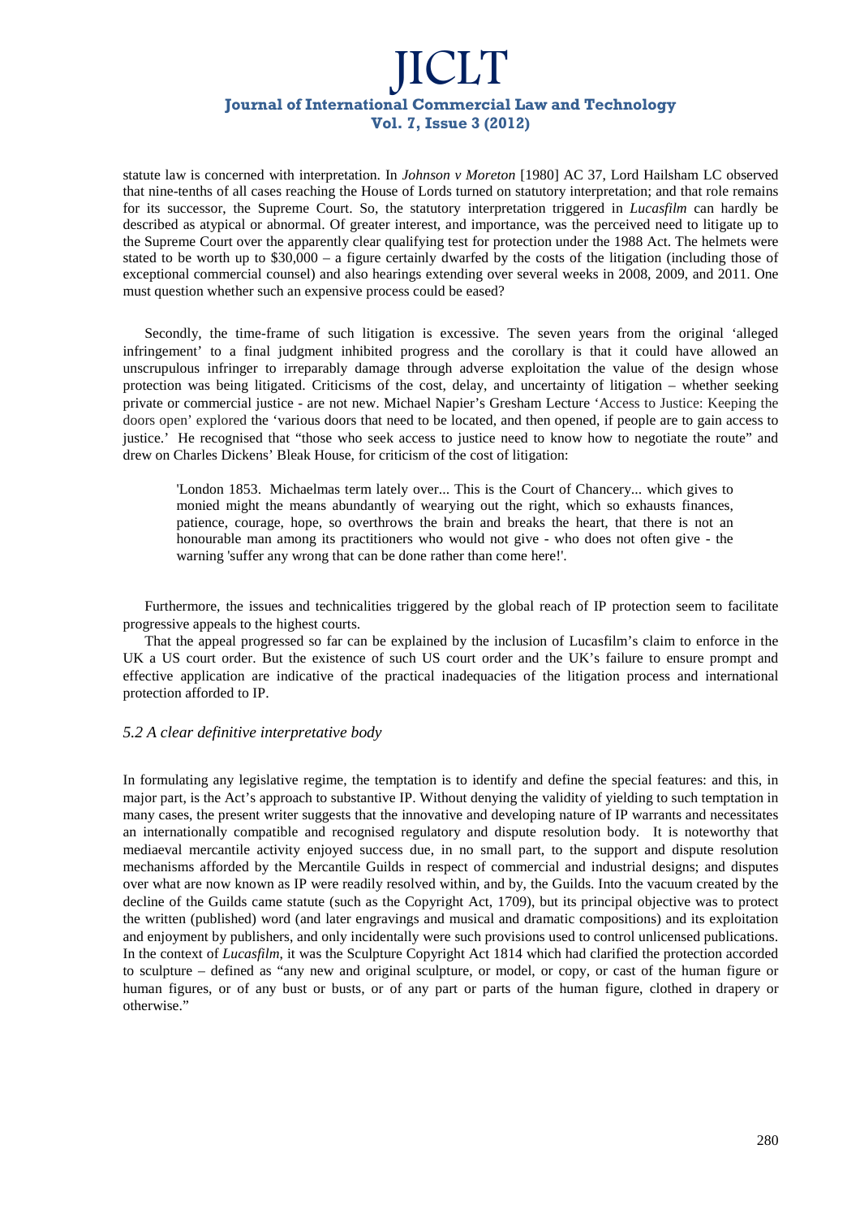statute law is concerned with interpretation. In *Johnson v Moreton* [1980] AC 37, Lord Hailsham LC observed that nine-tenths of all cases reaching the House of Lords turned on statutory interpretation; and that role remains for its successor, the Supreme Court. So, the statutory interpretation triggered in *Lucasfilm* can hardly be described as atypical or abnormal. Of greater interest, and importance, was the perceived need to litigate up to the Supreme Court over the apparently clear qualifying test for protection under the 1988 Act. The helmets were stated to be worth up to $30,000 – a figure certainly dwarfed by the costs of the litigation (including those of exceptional commercial counsel) and also hearings extending over several weeks in 2008, 2009, and 2011. One must question whether such an expensive process could be eased?

Secondly, the time-frame of such litigation is excessive. The seven years from the original 'alleged infringement' to a final judgment inhibited progress and the corollary is that it could have allowed an unscrupulous infringer to irreparably damage through adverse exploitation the value of the design whose protection was being litigated. Criticisms of the cost, delay, and uncertainty of litigation – whether seeking private or commercial justice - are not new. Michael Napier's Gresham Lecture 'Access to Justice: Keeping the doors open' explored the 'various doors that need to be located, and then opened, if people are to gain access to justice.' He recognised that "those who seek access to justice need to know how to negotiate the route" and drew on Charles Dickens' Bleak House, for criticism of the cost of litigation:

> 'London 1853. Michaelmas term lately over... This is the Court of Chancery... which gives to monied might the means abundantly of wearying out the right, which so exhausts finances, patience, courage, hope, so overthrows the brain and breaks the heart, that there is not an honourable man among its practitioners who would not give - who does not often give - the warning 'suffer any wrong that can be done rather than come here!'.

Furthermore, the issues and technicalities triggered by the global reach of IP protection seem to facilitate progressive appeals to the highest courts.

That the appeal progressed so far can be explained by the inclusion of Lucasfilm's claim to enforce in the UK a US court order. But the existence of such US court order and the UK's failure to ensure prompt and effective application are indicative of the practical inadequacies of the litigation process and international protection afforded to IP.

### *5.2 A clear definitive interpretative body*

In formulating any legislative regime, the temptation is to identify and define the special features: and this, in major part, is the Act's approach to substantive IP. Without denying the validity of yielding to such temptation in many cases, the present writer suggests that the innovative and developing nature of IP warrants and necessitates an internationally compatible and recognised regulatory and dispute resolution body. It is noteworthy that mediaeval mercantile activity enjoyed success due, in no small part, to the support and dispute resolution mechanisms afforded by the Mercantile Guilds in respect of commercial and industrial designs; and disputes over what are now known as IP were readily resolved within, and by, the Guilds. Into the vacuum created by the decline of the Guilds came statute (such as the Copyright Act, 1709), but its principal objective was to protect the written (published) word (and later engravings and musical and dramatic compositions) and its exploitation and enjoyment by publishers, and only incidentally were such provisions used to control unlicensed publications. In the context of *Lucasfilm*, it was the Sculpture Copyright Act 1814 which had clarified the protection accorded to sculpture – defined as "any new and original sculpture, or model, or copy, or cast of the human figure or human figures, or of any bust or busts, or of any part or parts of the human figure, clothed in drapery or otherwise."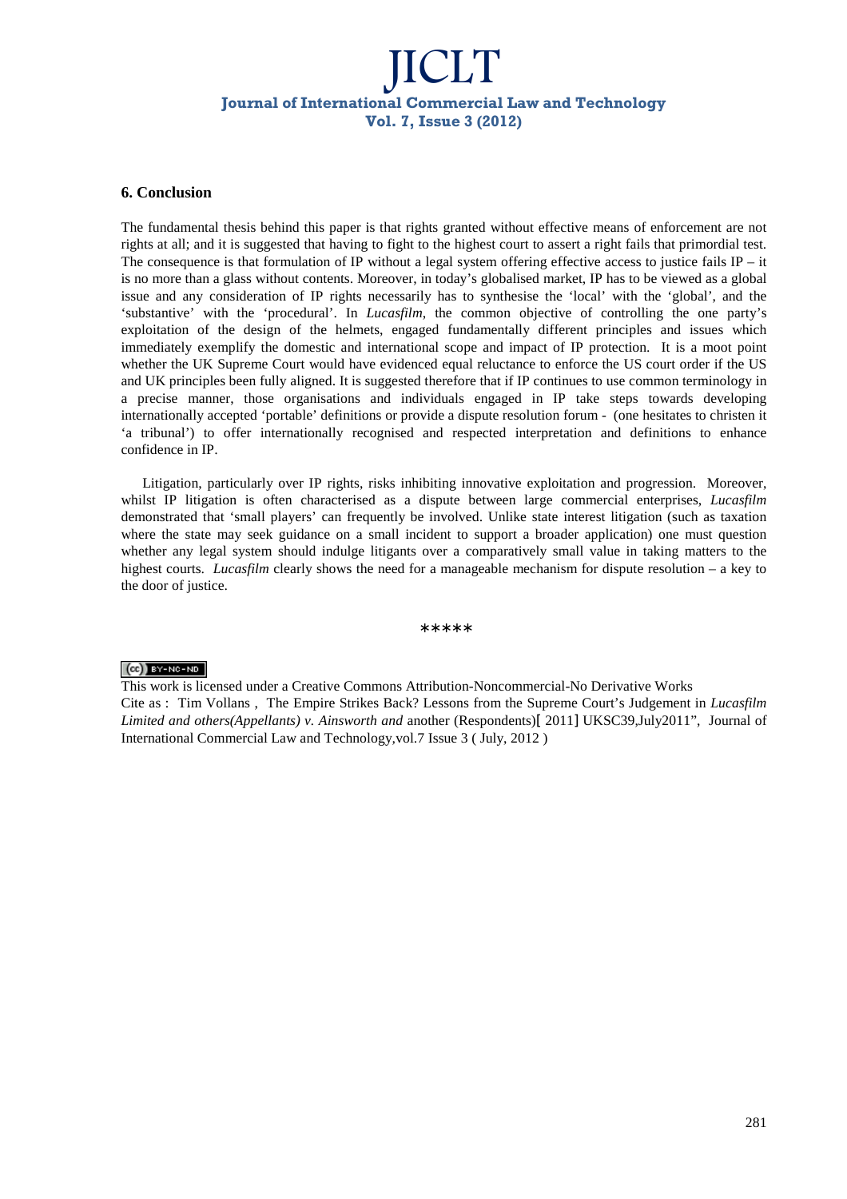### 6. Conclusion

The fundamental thesis behind this paper is that rights granted without effective means of enforcement are not rights at all; and it is suggested that having to fight to the highest court to assert a right fails that primordial test. The consequence is that formulation of IP without a legal system offering effective access to justice fails IP – it is no more than a glass without contents. Moreover, in today's globalised market, IP has to be viewed as a global issue and any consideration of IP rights necessarily has to synthesise the 'local' with the 'global', and the 'substantive' with the 'procedural'. In *Lucasfilm*, the common objective of controlling the one party's exploitation of the design of the helmets, engaged fundamentally different principles and issues which immediately exemplify the domestic and international scope and impact of IP protection. It is a moot point whether the UK Supreme Court would have evidenced equal reluctance to enforce the US court order if the US and UK principles been fully aligned. It is suggested therefore that if IP continues to use common terminology in a precise manner, those organisations and individuals engaged in IP take steps towards developing internationally accepted 'portable' definitions or provide a dispute resolution forum - (one hesitates to christen it 'a tribunal') to offer internationally recognised and respected interpretation and definitions to enhance confidence in IP.

Litigation, particularly over IP rights, risks inhibiting innovative exploitation and progression. Moreover, whilst IP litigation is often characterised as a dispute between large commercial enterprises, *Lucasfilm* demonstrated that 'small players' can frequently be involved. Unlike state interest litigation (such as taxation where the state may seek guidance on a small incident to support a broader application) one must question whether any legal system should indulge litigants over a comparatively small value in taking matters to the highest courts. *Lucasfilm* clearly shows the need for a manageable mechanism for dispute resolution – a key to the door of justice.

\*\*\*\*\*

This work is licensed under a Creative Commons Attribution-Noncommercial-No Derivative Works

Cite as : Tim Vollans , The Empire Strikes Back? Lessons from the Supreme Court's Judgement in *Lucasfilm Limited and others(Appellants) v. Ainsworth and* another (Respondents)[ 2011] UKSC39,July2011", Journal of International Commercial Law and Technology,vol.7 Issue 3 ( July, 2012 )